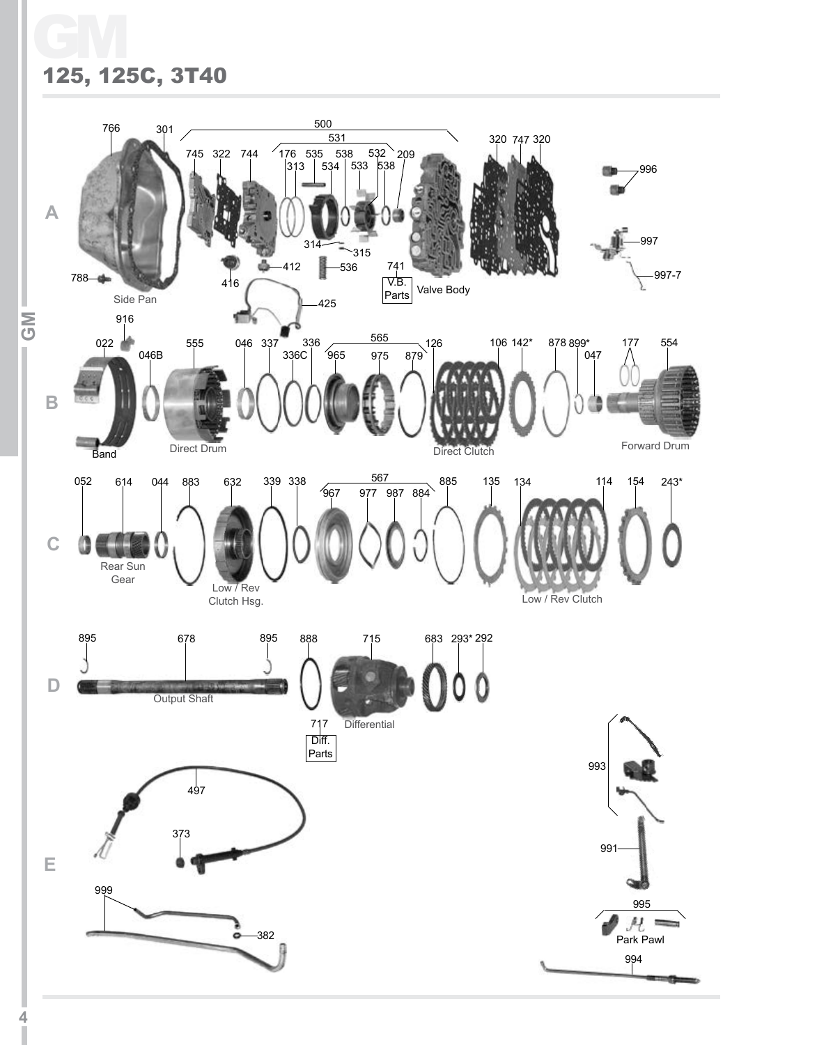# GM

## 125, 125C, 3T40

**A**

766, 301, 500, 531, 745, 322, 744, 176, 313, 535, 538, 534, 533, 532, 538, 209, 320, 747, 320, 996, 314, 315, 412, 536, 741, 416, 788, 425, 997, 997-7

Side Pan

V.B. Parts

Valve Body

**B**

916, 022, 046B, 555, 046, 337, 336, 336C, 565, 965, 975, 879, 126, 106, 142*, 878, 899*, 047, 177, 554

Band

Direct Drum

Direct Clutch

Forward Drum

**C**

052, 614, 044, 883, 632, 339, 338, 567, 967, 977, 987, 884, 885, 135, 134, 114, 154, 243*

Rear Sun Gear

Low / Rev Clutch Hsg.

Low / Rev Clutch

**D**

895, 678, 895, 888, 715, 683, 293*, 292, 717

Output Shaft

Diff. Parts

Differential

**E**

497, 373, 999, 382, 993, 991, 995, 994

Park Pawl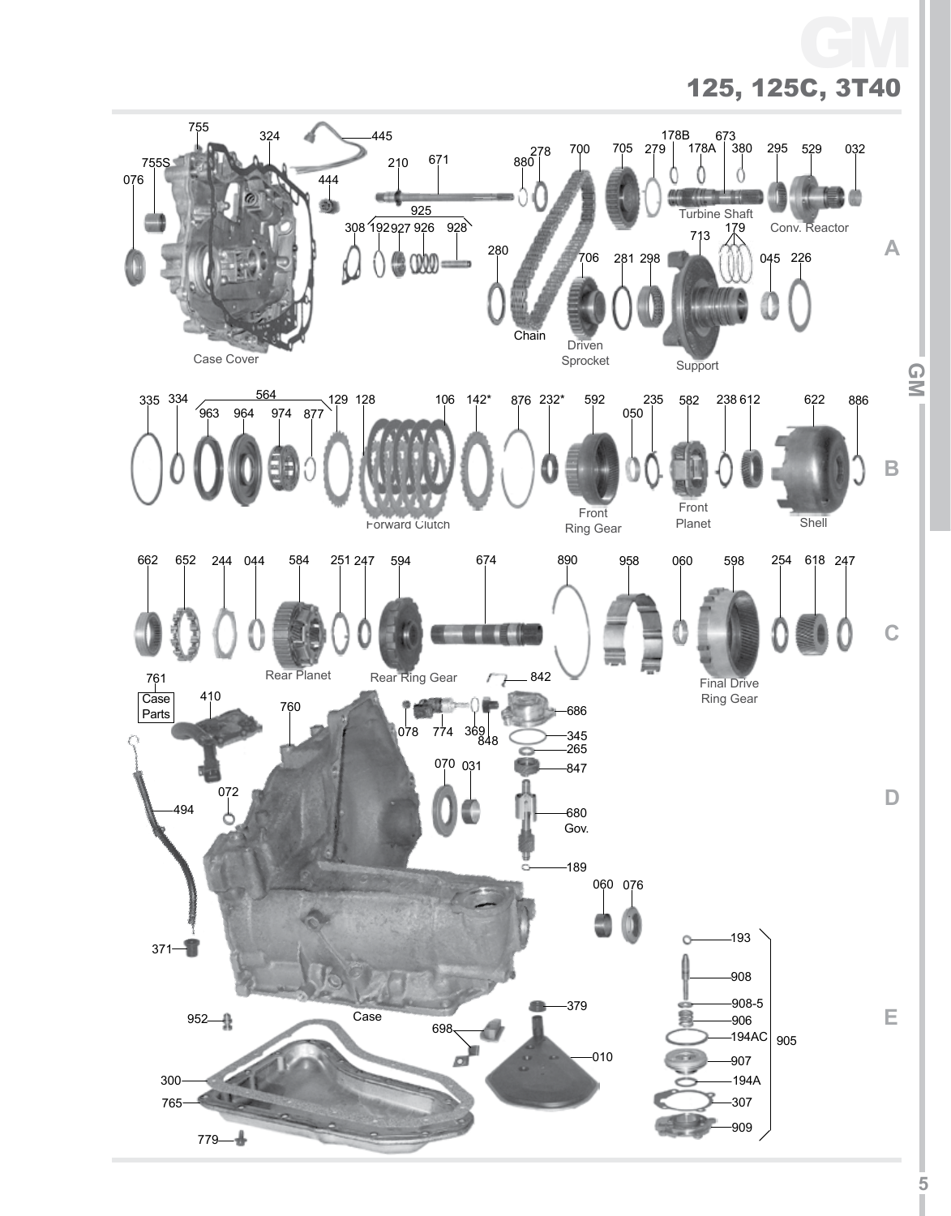# GM

## 125, 125C, 3T40

**A**

755, 755S, 076, 324, 445, 444, Case Cover, 210, 671, 925, 308, 192, 927, 926, 928, 880, 278, 280, Chain, 700, 706, Driven Sprocket, 705, 279, 281, 298, 178B, 178A, 673, 380, Turbine Shaft, 713, 179, Support, 295, 529, 032, Conv. Reactor, 045, 226

**B**

335, 334, 564, 963, 964, 974, 877, 129, 128, 106, 142*, Forward Clutch, 876, 232*, 592, Front Ring Gear, 235, 050, 582, Front Planet, 238, 612, 622, Shell, 886

**C**

662, 652, 244, 044, 584, Rear Planet, 251, 247, 594, Rear Ring Gear, 674, 890, 958, 060, 598, Final Drive Ring Gear, 254, 618, 247

**D**

761 Case Parts, 410, 760, 494, 072, 842, 078, 774, 369, 848, 686, 345, 265, 070, 031, 847, 680 Gov., 189

**E**

371, 060, 076, Case, 952, 698, 379, 010, 300, 765, 779, 193, 908, 908-5, 906, 194AC, 907, 194A, 307, 909, 905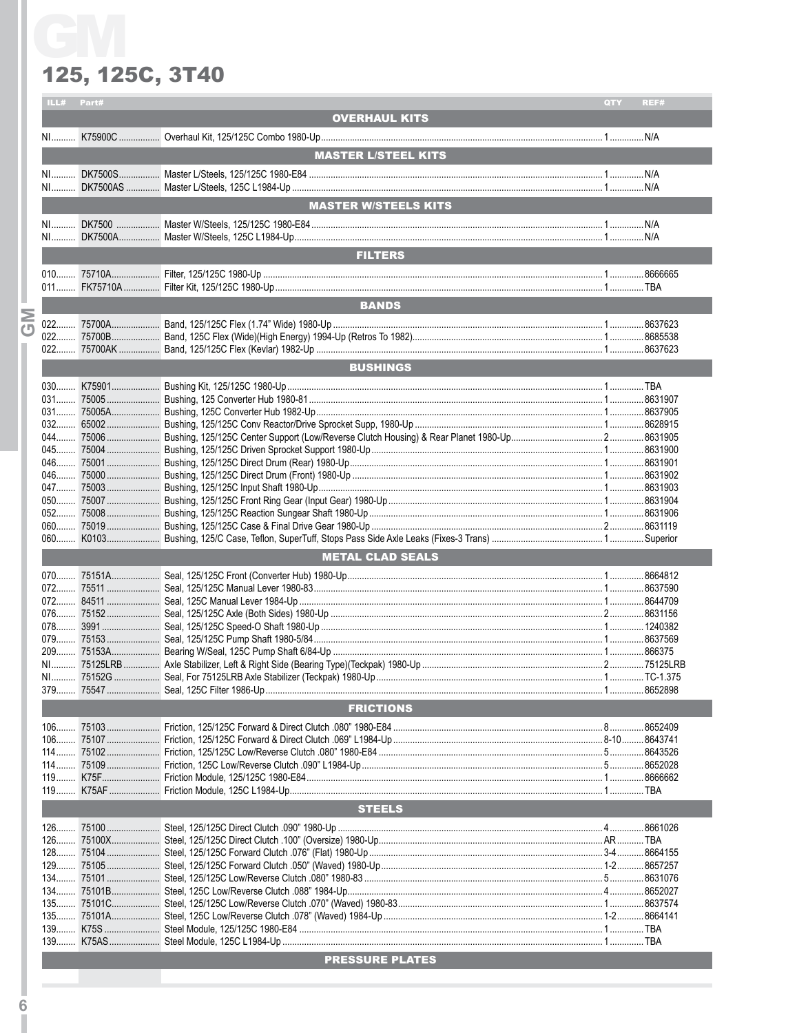# GM

## 125, 125C, 3T40

| ILL# | Part# | Description | QTY | REF# |
|---|---|---|---|---|
| | | **OVERHAUL KITS** | | |
| NI | K75900C | Overhaul Kit, 125/125C Combo 1980-Up | 1 | N/A |
| | | **MASTER L/STEEL KITS** | | |
| NI | DK7500S | Master L/Steels, 125/125C 1980-E84 | 1 | N/A |
| NI | DK7500AS | Master L/Steels, 125C L1984-Up | 1 | N/A |
| | | **MASTER W/STEELS KITS** | | |
| NI | DK7500 | Master W/Steels, 125/125C 1980-E84 | 1 | N/A |
| NI | DK7500A | Master W/Steels, 125C L1984-Up | 1 | N/A |
| | | **FILTERS** | | |
| 010 | 75710A | Filter, 125/125C 1980-Up | 1 | 8666665 |
| 011 | FK75710A | Filter Kit, 125/125C 1980-Up | 1 | TBA |
| | | **BANDS** | | |
| 022 | 75700A | Band, 125/125C Flex (1.74" Wide) 1980-Up | 1 | 8637623 |
| 022 | 75700B | Band, 125C Flex (Wide)(High Energy) 1994-Up (Retros To 1982) | 1 | 8685538 |
| 022 | 75700AK | Band, 125/125C Flex (Kevlar) 1982-Up | 1 | 8637623 |
| | | **BUSHINGS** | | |
| 030 | K75901 | Bushing Kit, 125/125C 1980-Up | 1 | TBA |
| 031 | 75005 | Bushing, 125 Converter Hub 1980-81 | 1 | 8631907 |
| 031 | 75005A | Bushing, 125C Converter Hub 1982-Up | 1 | 8637905 |
| 032 | 65002 | Bushing, 125/125C Conv Reactor/Drive Sprocket Supp, 1980-Up | 1 | 8628915 |
| 044 | 75006 | Bushing, 125/125C Center Support (Low/Reverse Clutch Housing) & Rear Planet 1980-Up | 2 | 8631905 |
| 045 | 75004 | Bushing, 125/125C Driven Sprocket Support 1980-Up | 1 | 8631900 |
| 046 | 75001 | Bushing, 125/125C Direct Drum (Rear) 1980-Up | 1 | 8631901 |
| 046 | 75000 | Bushing, 125/125C Direct Drum (Front) 1980-Up | 1 | 8631902 |
| 047 | 75003 | Bushing, 125/125C Input Shaft 1980-Up | 1 | 8631903 |
| 050 | 75007 | Bushing, 125/125C Front Ring Gear (Input Gear) 1980-Up | 1 | 8631904 |
| 052 | 75008 | Bushing, 125/125C Reaction Sungear Shaft 1980-Up | 1 | 8631906 |
| 060 | 75019 | Bushing, 125/125C Case & Final Drive Gear 1980-Up | 2 | 8631119 |
| 060 | K0103 | Bushing, 125/C Case, Teflon, SuperTuff, Stops Pass Side Axle Leaks (Fixes-3 Trans) | 1 | Superior |
| | | **METAL CLAD SEALS** | | |
| 070 | 75151A | Seal, 125/125C Front (Converter Hub) 1980-Up | 1 | 8664812 |
| 072 | 75511 | Seal, 125/125C Manual Lever 1980-83 | 1 | 8637590 |
| 072 | 84511 | Seal, 125C Manual Lever 1984-Up | 1 | 8644709 |
| 076 | 75152 | Seal, 125/125C Axle (Both Sides) 1980-Up | 2 | 8631156 |
| 078 | 3991 | Seal, 125/125C Speed-O Shaft 1980-Up | 1 | 1240382 |
| 079 | 75153 | Seal, 125/125C Pump Shaft 1980-5/84 | 1 | 8637569 |
| 209 | 75153A | Bearing W/Seal, 125C Pump Shaft 6/84-Up | 1 | 866375 |
| NI | 75125LRB | Axle Stabilizer, Left & Right Side (Bearing Type)(Teckpak) 1980-Up | 2 | 75125LRB |
| NI | 75152G | Seal, For 75125LRB Axle Stabilizer (Teckpak) 1980-Up | 1 | TC-1.375 |
| 379 | 75547 | Seal, 125C Filter 1986-Up | 1 | 8652898 |
| | | **FRICTIONS** | | |
| 106 | 75103 | Friction, 125/125C Forward & Direct Clutch .080" 1980-E84 | 8 | 8652409 |
| 106 | 75107 | Friction, 125/125C Forward & Direct Clutch .069" L1984-Up | 8-10 | 8643741 |
| 114 | 75102 | Friction, 125/125C Low/Reverse Clutch .080" 1980-E84 | 5 | 8643526 |
| 114 | 75109 | Friction, 125C Low/Reverse Clutch .090" L1984-Up | 5 | 8652028 |
| 119 | K75F | Friction Module, 125/125C 1980-E84 | 1 | 8666662 |
| 119 | K75AF | Friction Module, 125C L1984-Up | 1 | TBA |
| | | **STEELS** | | |
| 126 | 75100 | Steel, 125/125C Direct Clutch .090" 1980-Up | 4 | 8661026 |
| 126 | 75100X | Steel, 125/125C Direct Clutch .100" (Oversize) 1980-Up | AR | TBA |
| 128 | 75104 | Steel, 125/125C Forward Clutch .076" (Flat) 1980-Up | 3-4 | 8664155 |
| 129 | 75105 | Steel, 125/125C Forward Clutch .050" (Waved) 1980-Up | 1-2 | 8657257 |
| 134 | 75101 | Steel, 125/125C Low/Reverse Clutch .080" 1980-83 | 5 | 8631076 |
| 134 | 75101B | Steel, 125C Low/Reverse Clutch .088" 1984-Up | 4 | 8652027 |
| 135 | 75101C | Steel, 125/125C Low/Reverse Clutch .070" (Waved) 1980-83 | 1 | 8637574 |
| 135 | 75101A | Steel, 125C Low/Reverse Clutch .078" (Waved) 1984-Up | 1-2 | 8664141 |
| 139 | K75S | Steel Module, 125/125C 1980-E84 | 1 | TBA |
| 139 | K75AS | Steel Module, 125C L1984-Up | 1 | TBA |
| | | **PRESSURE PLATES** | | |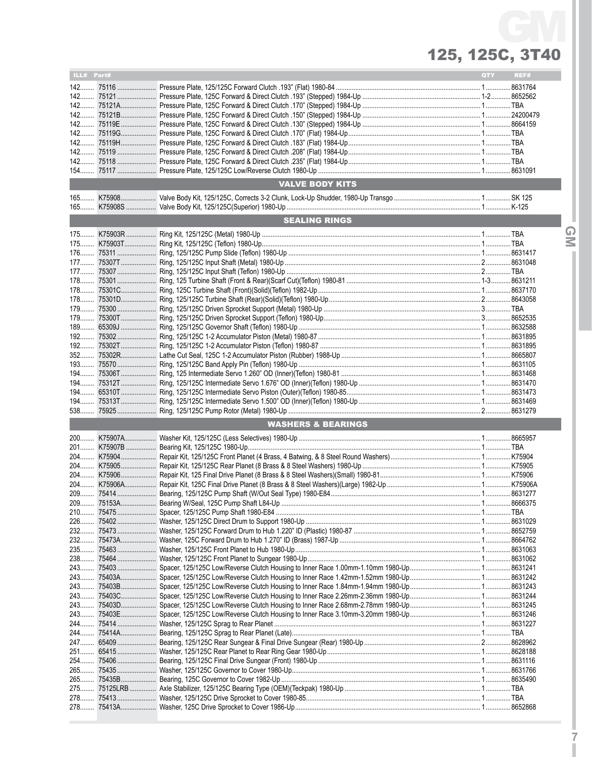# 125, 125C, 3T40

| ILL# | Part# | | QTY | REF# |
|---|---|---|---|---|
| 142 | 75116 | Pressure Plate, 125/125C Forward Clutch .193" (Flat) 1980-84 | 1 | 8631764 |
| 142 | 75121 | Pressure Plate, 125C Forward & Direct Clutch .193" (Stepped) 1984-Up | 1-2 | 8652562 |
| 142 | 75121A | Pressure Plate, 125C Forward & Direct Clutch .170" (Stepped) 1984-Up | 1 | TBA |
| 142 | 75121B | Pressure Plate, 125C Forward & Direct Clutch .150" (Stepped) 1984-Up | 1 | 24200479 |
| 142 | 75119E | Pressure Plate, 125C Forward & Direct Clutch .130" (Stepped) 1984-Up | 1 | 8664159 |
| 142 | 75119G | Pressure Plate, 125C Forward & Direct Clutch .170" (Flat) 1984-Up | 1 | TBA |
| 142 | 75119H | Pressure Plate, 125C Forward & Direct Clutch .183" (Flat) 1984-Up | 1 | TBA |
| 142 | 75119 | Pressure Plate, 125C Forward & Direct Clutch .208" (Flat) 1984-Up | 1 | TBA |
| 142 | 75118 | Pressure Plate, 125C Forward & Direct Clutch .235" (Flat) 1984-Up | 1 | TBA |
| 154 | 75117 | Pressure Plate, 125/125C Low/Reverse Clutch 1980-Up | 1 | 8631091 |
| | | **VALVE BODY KITS** | | |
| 165 | K75908 | Valve Body Kit, 125/125C, Corrects 3-2 Clunk, Lock-Up Shudder, 1980-Up Transgo | 1 | SK 125 |
| 165 | K75908S | Valve Body Kit, 125/125C(Superior) 1980-Up | 1 | K-125 |
| | | **SEALING RINGS** | | |
| 175 | K75903R | Ring Kit, 125/125C (Metal) 1980-Up | 1 | TBA |
| 175 | K75903T | Ring Kit, 125/125C (Teflon) 1980-Up | 1 | TBA |
| 176 | 75311 | Ring, 125/125C Pump Slide (Teflon) 1980-Up | 1 | 8631417 |
| 177 | 75307T | Ring, 125/125C Input Shaft (Metal) 1980-Up | 2 | 8631048 |
| 177 | 75307 | Ring, 125/125C Input Shaft (Teflon) 1980-Up | 2 | TBA |
| 178 | 75301 | Ring, 125 Turbine Shaft (Front & Rear)(Scarf Cut)(Teflon) 1980-81 | 1-3 | 8631211 |
| 178 | 75301C | Ring, 125C Turbine Shaft (Front)(Solid)(Teflon) 1982-Up | 1 | 8637170 |
| 178 | 75301D | Ring, 125/125C Turbine Shaft (Rear)(Solid)(Teflon) 1980-Up | 2 | 8643058 |
| 179 | 75300 | Ring, 125/125C Driven Sprocket Support (Metal) 1980-Up | 3 | TBA |
| 179 | 75300T | Ring, 125/125C Driven Sprocket Support (Teflon) 1980-Up | 3 | 8652535 |
| 189 | 65309J | Ring, 125/125C Governor Shaft (Teflon) 1980-Up | 1 | 8632588 |
| 192 | 75302 | Ring, 125/125C 1-2 Accumulator Piston (Metal) 1980-87 | 1 | 8631895 |
| 192 | 75302T | Ring, 125/125C 1-2 Accumulator Piston (Teflon) 1980-87 | 1 | 8631895 |
| 352 | 75302R | Lathe Cut Seal, 125C 1-2 Accumulator Piston (Rubber) 1988-Up | 1 | 8665807 |
| 193 | 75570 | Ring, 125/125C Band Apply Pin (Teflon) 1980-Up | 1 | 8631105 |
| 194 | 75306T | Ring, 125 Intermediate Servo 1.260" OD (Inner)(Teflon) 1980-81 | 1 | 8631468 |
| 194 | 75312T | Ring, 125/125C Intermediate Servo 1.676" OD (Inner)(Teflon) 1980-Up | 1 | 8631470 |
| 194 | 65310T | Ring, 125/125C Intermediate Servo Piston (Outer)(Teflon) 1980-85 | 1 | 8631473 |
| 194 | 75313T | Ring, 125/125C Intermediate Servo 1.500" OD (Inner)(Teflon) 1980-Up | 1 | 8631469 |
| 538 | 75925 | Ring, 125/125C Pump Rotor (Metal) 1980-Up | 2 | 8631279 |
| | | **WASHERS & BEARINGS** | | |
| 200 | K75907A | Washer Kit, 125/125C (Less Selectives) 1980-Up | 1 | 8665957 |
| 201 | K75907B | Bearing Kit, 125/125C 1980-Up | 1 | TBA |
| 204 | K75904 | Repair Kit, 125/125C Front Planet (4 Brass, 4 Batwing, & 8 Steel Round Washers) | 1 | K75904 |
| 204 | K75905 | Repair Kit, 125/125C Rear Planet (8 Brass & 8 Steel Washers) 1980-Up | 1 | K75905 |
| 204 | K75906 | Repair Kit, 125 Final Drive Planet (8 Brass & 8 Steel Washers)(Small) 1980-81 | 1 | K75906 |
| 204 | K75906A | Repair Kit, 125C Final Drive Planet (8 Brass & 8 Steel Washers)(Large) 1982-Up | 1 | K75906A |
| 209 | 75414 | Bearing, 125/125C Pump Shaft (W/Out Seal Type) 1980-E84 | 1 | 8631277 |
| 209 | 75153A | Bearing W/Seal, 125C Pump Shaft L84-Up | 1 | 8666375 |
| 210 | 75475 | Spacer, 125/125C Pump Shaft 1980-E84 | 1 | TBA |
| 226 | 75402 | Washer, 125/125C Direct Drum to Support 1980-Up | 1 | 8631029 |
| 232 | 75473 | Washer, 125/125C Forward Drum to Hub 1.220" ID (Plastic) 1980-87 | 1 | 8652759 |
| 232 | 75473A | Washer, 125C Forward Drum to Hub 1.270" ID (Brass) 1987-Up | 1 | 8664762 |
| 235 | 75463 | Washer, 125/125C Front Planet to Hub 1980-Up | 1 | 8631063 |
| 238 | 75464 | Washer, 125/125C Front Planet to Sungear 1980-Up | 1 | 8631062 |
| 243 | 75403 | Spacer, 125/125C Low/Reverse Clutch Housing to Inner Race 1.00mm-1.10mm 1980-Up | 1 | 8631241 |
| 243 | 75403A | Spacer, 125/125C Low/Reverse Clutch Housing to Inner Race 1.42mm-1.52mm 1980-Up | 1 | 8631242 |
| 243 | 75403B | Spacer, 125/125C Low/Reverse Clutch Housing to Inner Race 1.84mm-1.94mm 1980-Up | 1 | 8631243 |
| 243 | 75403C | Spacer, 125/125C Low/Reverse Clutch Housing to Inner Race 2.26mm-2.36mm 1980-Up | 1 | 8631244 |
| 243 | 75403D | Spacer, 125/125C Low/Reverse Clutch Housing to Inner Race 2.68mm-2.78mm 1980-Up | 1 | 8631245 |
| 243 | 75403E | Spacer, 125/125C Low/Reverse Clutch Housing to Inner Race 3.10mm-3.20mm 1980-Up | 1 | 8631246 |
| 244 | 75414 | Washer, 125/125C Sprag to Rear Planet | 1 | 8631227 |
| 244 | 75414A | Bearing, 125/125C Sprag to Rear Planet (Late) | 1 | TBA |
| 247 | 65409 | Bearing, 125/125C Rear Sungear & Final Drive Sungear (Rear) 1980-Up | 2 | 8628962 |
| 251 | 65415 | Washer, 125/125C Rear Planet to Rear Ring Gear 1980-Up | 1 | 8628188 |
| 254 | 75406 | Bearing, 125/125C Final Drive Sungear (Front) 1980-Up | 1 | 8631116 |
| 265 | 75435 | Washer, 125/125C Governor to Cover 1980-Up | 1 | 8631766 |
| 265 | 75435B | Bearing, 125C Governor to Cover 1982-Up | 1 | 8635490 |
| 275 | 75125LRB | Axle Stabilizer, 125/125C Bearing Type (OEM)(Teckpak) 1980-Up | 1 | TBA |
| 278 | 75413 | Washer, 125/125C Drive Sprocket to Cover 1980-85 | 1 | TBA |
| 278 | 75413A | Washer, 125C Drive Sprocket to Cover 1986-Up | 1 | 8652868 |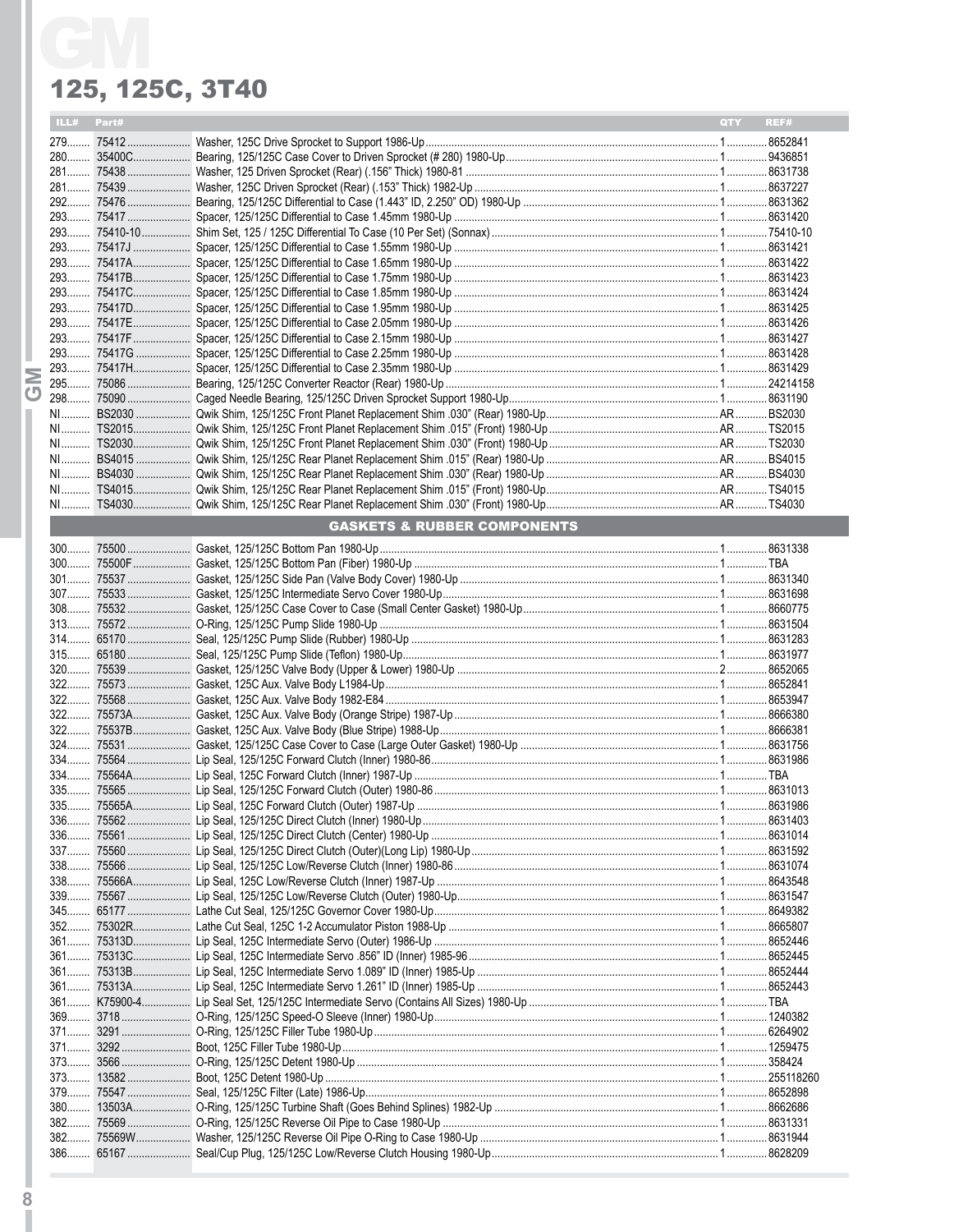# GM

## 125, 125C, 3T40

| ILL# | Part# | | QTY | REF# |
|---|---|---|---|---|
| 279 | 75412 | Washer, 125C Drive Sprocket to Support 1986-Up | 1 | 8652841 |
| 280 | 35400C | Bearing, 125/125C Case Cover to Driven Sprocket (# 280) 1980-Up | 1 | 9436851 |
| 281 | 75438 | Washer, 125 Driven Sprocket (Rear) (.156" Thick) 1980-81 | 1 | 8631738 |
| 281 | 75439 | Washer, 125C Driven Sprocket (Rear) (.153" Thick) 1982-Up | 1 | 8637227 |
| 292 | 75476 | Bearing, 125/125C Differential to Case (1.443" ID, 2.250" OD) 1980-Up | 1 | 8631362 |
| 293 | 75417 | Spacer, 125/125C Differential to Case 1.45mm 1980-Up | 1 | 8631420 |
| 293 | 75410-10 | Shim Set, 125 / 125C Differential To Case (10 Per Set) (Sonnax) | 1 | 75410-10 |
| 293 | 75417J | Spacer, 125/125C Differential to Case 1.55mm 1980-Up | 1 | 8631421 |
| 293 | 75417A | Spacer, 125/125C Differential to Case 1.65mm 1980-Up | 1 | 8631422 |
| 293 | 75417B | Spacer, 125/125C Differential to Case 1.75mm 1980-Up | 1 | 8631423 |
| 293 | 75417C | Spacer, 125/125C Differential to Case 1.85mm 1980-Up | 1 | 8631424 |
| 293 | 75417D | Spacer, 125/125C Differential to Case 1.95mm 1980-Up | 1 | 8631425 |
| 293 | 75417E | Spacer, 125/125C Differential to Case 2.05mm 1980-Up | 1 | 8631426 |
| 293 | 75417F | Spacer, 125/125C Differential to Case 2.15mm 1980-Up | 1 | 8631427 |
| 293 | 75417G | Spacer, 125/125C Differential to Case 2.25mm 1980-Up | 1 | 8631428 |
| 293 | 75417H | Spacer, 125/125C Differential to Case 2.35mm 1980-Up | 1 | 8631429 |
| 295 | 75086 | Bearing, 125/125C Converter Reactor (Rear) 1980-Up | 1 | 24214158 |
| 298 | 75090 | Caged Needle Bearing, 125/125C Driven Sprocket Support 1980-Up | 1 | 8631190 |
| NI | BS2030 | Qwik Shim, 125/125C Front Planet Replacement Shim .030" (Rear) 1980-Up | AR | BS2030 |
| NI | TS2015 | Qwik Shim, 125/125C Front Planet Replacement Shim .015" (Front) 1980-Up | AR | TS2015 |
| NI | TS2030 | Qwik Shim, 125/125C Front Planet Replacement Shim .030" (Front) 1980-Up | AR | TS2030 |
| NI | BS4015 | Qwik Shim, 125/125C Rear Planet Replacement Shim .015" (Rear) 1980-Up | AR | BS4015 |
| NI | BS4030 | Qwik Shim, 125/125C Rear Planet Replacement Shim .030" (Rear) 1980-Up | AR | BS4030 |
| NI | TS4015 | Qwik Shim, 125/125C Rear Planet Replacement Shim .015" (Front) 1980-Up | AR | TS4015 |
| NI | TS4030 | Qwik Shim, 125/125C Rear Planet Replacement Shim .030" (Front) 1980-Up | AR | TS4030 |

### GASKETS & RUBBER COMPONENTS

| ILL# | Part# | | QTY | REF# |
|---|---|---|---|---|
| 300 | 75500 | Gasket, 125/125C Bottom Pan 1980-Up | 1 | 8631338 |
| 300 | 75500F | Gasket, 125/125C Bottom Pan (Fiber) 1980-Up | 1 | TBA |
| 301 | 75537 | Gasket, 125/125C Side Pan (Valve Body Cover) 1980-Up | 1 | 8631340 |
| 307 | 75533 | Gasket, 125/125C Intermediate Servo Cover 1980-Up | 1 | 8631698 |
| 308 | 75532 | Gasket, 125/125C Case Cover to Case (Small Center Gasket) 1980-Up | 1 | 8660775 |
| 313 | 75572 | O-Ring, 125/125C Pump Slide 1980-Up | 1 | 8631504 |
| 314 | 65170 | Seal, 125/125C Pump Slide (Rubber) 1980-Up | 1 | 8631283 |
| 315 | 65180 | Seal, 125/125C Pump Slide (Teflon) 1980-Up | 1 | 8631977 |
| 320 | 75539 | Gasket, 125/125C Valve Body (Upper & Lower) 1980-Up | 2 | 8652065 |
| 322 | 75573 | Gasket, 125C Aux. Valve Body L1984-Up | 1 | 8652841 |
| 322 | 75568 | Gasket, 125C Aux. Valve Body 1982-E84 | 1 | 8653947 |
| 322 | 75573A | Gasket, 125C Aux. Valve Body (Orange Stripe) 1987-Up | 1 | 8666380 |
| 322 | 75537B | Gasket, 125C Aux. Valve Body (Blue Stripe) 1988-Up | 1 | 8666381 |
| 324 | 75531 | Gasket, 125/125C Case Cover to Case (Large Outer Gasket) 1980-Up | 1 | 8631756 |
| 334 | 75564 | Lip Seal, 125/125C Forward Clutch (Inner) 1980-86 | 1 | 8631986 |
| 334 | 75564A | Lip Seal, 125C Forward Clutch (Inner) 1987-Up | 1 | TBA |
| 335 | 75565 | Lip Seal, 125/125C Forward Clutch (Outer) 1980-86 | 1 | 8631013 |
| 335 | 75565A | Lip Seal, 125C Forward Clutch (Outer) 1987-Up | 1 | 8631986 |
| 336 | 75562 | Lip Seal, 125/125C Direct Clutch (Inner) 1980-Up | 1 | 8631403 |
| 336 | 75561 | Lip Seal, 125/125C Direct Clutch (Center) 1980-Up | 1 | 8631014 |
| 337 | 75560 | Lip Seal, 125/125C Direct Clutch (Outer)(Long Lip) 1980-Up | 1 | 8631592 |
| 338 | 75566 | Lip Seal, 125/125C Low/Reverse Clutch (Inner) 1980-86 | 1 | 8631074 |
| 338 | 75566A | Lip Seal, 125C Low/Reverse Clutch (Inner) 1987-Up | 1 | 8643548 |
| 339 | 75567 | Lip Seal, 125/125C Low/Reverse Clutch (Outer) 1980-Up | 1 | 8631547 |
| 345 | 65177 | Lathe Cut Seal, 125/125C Governor Cover 1980-Up | 1 | 8649382 |
| 352 | 75302R | Lathe Cut Seal, 125C 1-2 Accumulator Piston 1988-Up | 1 | 8665807 |
| 361 | 75313D | Lip Seal, 125C Intermediate Servo (Outer) 1986-Up | 1 | 8652446 |
| 361 | 75313C | Lip Seal, 125C Intermediate Servo .856" ID (Inner) 1985-96 | 1 | 8652445 |
| 361 | 75313B | Lip Seal, 125C Intermediate Servo 1.089" ID (Inner) 1985-Up | 1 | 8652444 |
| 361 | 75313A | Lip Seal, 125C Intermediate Servo 1.261" ID (Inner) 1985-Up | 1 | 8652443 |
| 361 | K75900-4 | Lip Seal Set, 125/125C Intermediate Servo (Contains All Sizes) 1980-Up | 1 | TBA |
| 369 | 3718 | O-Ring, 125/125C Speed-O Sleeve (Inner) 1980-Up | 1 | 1240382 |
| 371 | 3291 | O-Ring, 125/125C Filler Tube 1980-Up | 1 | 6264902 |
| 371 | 3292 | Boot, 125C Filler Tube 1980-Up | 1 | 1259475 |
| 373 | 3566 | O-Ring, 125/125C Detent 1980-Up | 1 | 358424 |
| 373 | 13582 | Boot, 125C Detent 1980-Up | 1 | 255118260 |
| 379 | 75547 | Seal, 125/125C Filter (Late) 1986-Up | 1 | 8652898 |
| 380 | 13503A | O-Ring, 125/125C Turbine Shaft (Goes Behind Splines) 1982-Up | 1 | 8662686 |
| 382 | 75569 | O-Ring, 125/125C Reverse Oil Pipe to Case 1980-Up | 1 | 8631331 |
| 382 | 75569W | Washer, 125/125C Reverse Oil Pipe O-Ring to Case 1980-Up | 1 | 8631944 |
| 386 | 65167 | Seal/Cup Plug, 125/125C Low/Reverse Clutch Housing 1980-Up | 1 | 8628209 |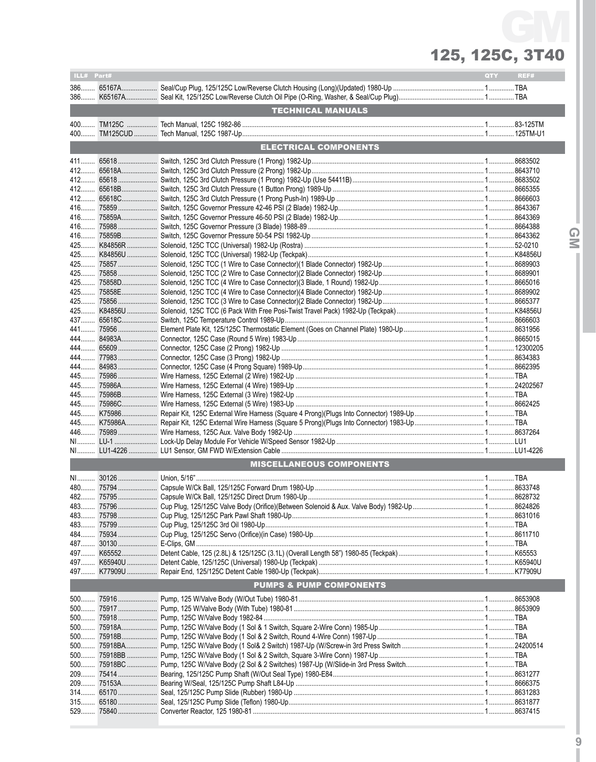# GM

## 125, 125C, 3T40

| ILL# | Part# | | QTY | REF# |
|---|---|---|---|---|
| 386 | 65167A | Seal/Cup Plug, 125/125C Low/Reverse Clutch Housing (Long)(Updated) 1980-Up | 1 | TBA |
| 386 | K65167A | Seal Kit, 125/125C Low/Reverse Clutch Oil Pipe (O-Ring, Washer, & Seal/Cup Plug) | 1 | TBA |
| | | **TECHNICAL MANUALS** | | |
| 400 | TM125C | Tech Manual, 125C 1982-86 | 1 | 83-125TM |
| 400 | TM125CUD | Tech Manual, 125C 1987-Up | 1 | 125TM-U1 |
| | | **ELECTRICAL COMPONENTS** | | |
| 411 | 65618 | Switch, 125C 3rd Clutch Pressure (1 Prong) 1982-Up | 1 | 8683502 |
| 412 | 65618A | Switch, 125C 3rd Clutch Pressure (2 Prong) 1982-Up | 1 | 8643710 |
| 412 | 65618 | Switch, 125C 3rd Clutch Pressure (1 Prong) 1982-Up (Use 54411B) | 1 | 8683502 |
| 412 | 65618B | Switch, 125C 3rd Clutch Pressure (1 Button Prong) 1989-Up | 1 | 8665355 |
| 412 | 65618C | Switch, 125C 3rd Clutch Pressure (1 Prong Push-In) 1989-Up | 1 | 8666603 |
| 416 | 75859 | Switch, 125C Governor Pressure 42-46 PSI (2 Blade) 1982-Up | 1 | 8643367 |
| 416 | 75859A | Switch, 125C Governor Pressure 46-50 PSI (2 Blade) 1982-Up | 1 | 8643369 |
| 416 | 75988 | Switch, 125C Governor Pressure (3 Blade) 1988-89 | 1 | 8664388 |
| 416 | 75859B | Switch, 125C Governor Pressure 50-54 PSI 1982-Up | 1 | 8643362 |
| 425 | K84856R | Solenoid, 125C TCC (Universal) 1982-Up (Rostra) | 1 | 52-0210 |
| 425 | K84856U | Solenoid, 125C TCC (Universal) 1982-Up (Teckpak) | 1 | K84856U |
| 425 | 75857 | Solenoid, 125C TCC (1 Wire to Case Connector)(1 Blade Connector) 1982-Up | 1 | 8689903 |
| 425 | 75858 | Solenoid, 125C TCC (2 Wire to Case Connector)(2 Blade Connector) 1982-Up | 1 | 8689901 |
| 425 | 75858D | Solenoid, 125C TCC (4 Wire to Case Connector)(3 Blade, 1 Round) 1982-Up | 1 | 8665016 |
| 425 | 75858E | Solenoid, 125C TCC (4 Wire to Case Connector)(4 Blade Connector) 1982-Up | 1 | 8689902 |
| 425 | 75856 | Solenoid, 125C TCC (3 Wire to Case Connector)(2 Blade Connector) 1982-Up | 1 | 8665377 |
| 425 | K84856U | Solenoid, 125C TCC (6 Pack With Free Posi-Twist Travel Pack) 1982-Up (Teckpak) | 1 | K84856U |
| 437 | 65618C | Switch, 125C Temperature Control 1989-Up | 1 | 8666603 |
| 441 | 75956 | Element Plate Kit, 125/125C Thermostatic Element (Goes on Channel Plate) 1980-Up | 1 | 8631956 |
| 444 | 84983A | Connector, 125C Case (Round 5 Wire) 1983-Up | 1 | 8665015 |
| 444 | 65609 | Connector, 125C Case (2 Prong) 1982-Up | 1 | 12300205 |
| 444 | 77983 | Connector, 125C Case (3 Prong) 1982-Up | 1 | 8634383 |
| 444 | 84983 | Connector, 125C Case (4 Prong Square) 1989-Up | 1 | 8662395 |
| 445 | 75986 | Wire Harness, 125C External (2 Wire) 1982-Up | 1 | TBA |
| 445 | 75986A | Wire Harness, 125C External (4 Wire) 1989-Up | 1 | 24202567 |
| 445 | 75986B | Wire Harness, 125C External (3 Wire) 1982-Up | 1 | TBA |
| 445 | 75986C | Wire Harness, 125C External (5 Wire) 1983-Up | 1 | 8662425 |
| 445 | K75986 | Repair Kit, 125C External Wire Harness (Square 4 Prong)(Plugs Into Connector) 1989-Up | 1 | TBA |
| 445 | K75986A | Repair Kit, 125C External Wire Harness (Square 5 Prong)(Plugs Into Connector) 1983-Up | 1 | TBA |
| 446 | 75989 | Wire Harness, 125C Aux. Valve Body 1982-Up | 1 | 8637264 |
| NI | LU-1 | Lock-Up Delay Module For Vehicle W/Speed Sensor 1982-Up | 1 | LU1 |
| NI | LU1-4226 | LU1 Sensor, GM FWD W/Extension Cable | 1 | LU1-4226 |
| | | **MISCELLANEOUS COMPONENTS** | | |
| NI | 30126 | Union, 5/16" | 1 | TBA |
| 480 | 75794 | Capsule W/Ck Ball, 125/125C Forward Drum 1980-Up | 1 | 8633748 |
| 482 | 75795 | Capsule W/Ck Ball, 125/125C Direct Drum 1980-Up | 1 | 8628732 |
| 483 | 75796 | Cup Plug, 125/125C Valve Body (Orifice)(Between Solenoid & Aux. Valve Body) 1982-Up | 1 | 8624826 |
| 483 | 75798 | Cup Plug, 125/125C Park Pawl Shaft 1980-Up | 1 | 8631016 |
| 483 | 75799 | Cup Plug, 125/125C 3rd Oil 1980-Up | 1 | TBA |
| 484 | 75934 | Cup Plug, 125/125C Servo (Orifice)(in Case) 1980-Up | 1 | 8611710 |
| 487 | 30130 | E-Clips, GM | 1 | TBA |
| 497 | K65552 | Detent Cable, 125 (2.8L) & 125/125C (3.1L) (Overall Length 58") 1980-85 (Teckpak) | 1 | K65553 |
| 497 | K65940U | Detent Cable, 125/125C (Universal) 1980-Up (Teckpak) | 1 | K65940U |
| 497 | K77909U | Repair End, 125/125C Detent Cable 1980-Up (Teckpak) | 1 | K77909U |
| | | **PUMPS & PUMP COMPONENTS** | | |
| 500 | 75916 | Pump, 125 W/Valve Body (W/Out Tube) 1980-81 | 1 | 8653908 |
| 500 | 75917 | Pump, 125 W/Valve Body (With Tube) 1980-81 | 1 | 8653909 |
| 500 | 75918 | Pump, 125C W/Valve Body 1982-84 | 1 | TBA |
| 500 | 75918A | Pump, 125C W/Valve Body (1 Sol & 1 Switch, Square 2-Wire Conn) 1985-Up | 1 | TBA |
| 500 | 75918B | Pump, 125C W/Valve Body (1 Sol & 2 Switch, Round 4-Wire Conn) 1987-Up | 1 | TBA |
| 500 | 75918BA | Pump, 125C W/Valve Body (1 Sol& 2 Switch) 1987-Up (W/Screw-in 3rd Press Switch | 1 | 24200514 |
| 500 | 75918BB | Pump, 125C W/Valve Body (1 Sol & 2 Switch, Square 3-Wire Conn) 1987-Up | 1 | TBA |
| 500 | 75918BC | Pump, 125C W/Valve Body (2 Sol & 2 Switches) 1987-Up (W/Slide-in 3rd Press Switch | 1 | TBA |
| 209 | 75414 | Bearing, 125/125C Pump Shaft (W/Out Seal Type) 1980-E84 | 1 | 8631277 |
| 209 | 75153A | Bearing W/Seal, 125/125C Pump Shaft L84-Up | 1 | 8666375 |
| 314 | 65170 | Seal, 125/125C Pump Slide (Rubber) 1980-Up | 1 | 8631283 |
| 315 | 65180 | Seal, 125/125C Pump Slide (Teflon) 1980-Up | 1 | 8631877 |
| 529 | 75840 | Converter Reactor, 125 1980-81 | 1 | 8637415 |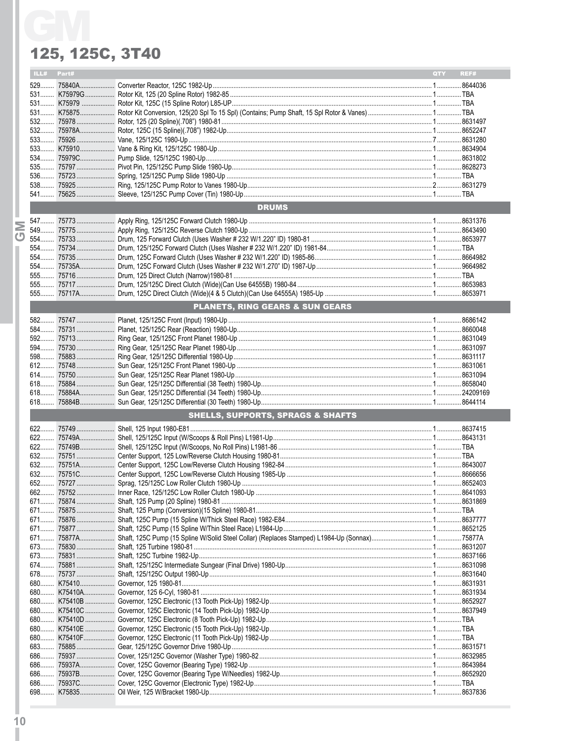# GM

## 125, 125C, 3T40

| ILL# | Part# | | QTY | REF# |
|---|---|---|---|---|
| 529 | 75840A | Converter Reactor, 125C 1982-Up | 1 | 8644036 |
| 531 | K75979G | Rotor Kit, 125 (20 Spline Rotor) 1982-85 | 1 | TBA |
| 531 | K75979 | Rotor Kit, 125C (15 Spline Rotor) L85-UP | 1 | TBA |
| 531 | K75875 | Rotor Kit Conversion, 125(20 Spl To 15 Spl) (Contains; Pump Shaft, 15 Spl Rotor & Vanes) | 1 | TBA |
| 532 | 75978 | Rotor, 125 (20 Spline)(.708") 1980-81 | 1 | 8631497 |
| 532 | 75978A | Rotor, 125C (15 Spline)(.708") 1982-Up | 1 | 8652247 |
| 533 | 75926 | Vane, 125/125C 1980-Up | 7 | 8631280 |
| 533 | K75910 | Vane & Ring Kit, 125/125C 1980-Up | 1 | 8634904 |
| 534 | 75979C | Pump Slide, 125/125C 1980-Up | 1 | 8631802 |
| 535 | 75797 | Pivot Pin, 125/125C Pump Slide 1980-Up | 1 | 8628273 |
| 536 | 75723 | Spring, 125/125C Pump Slide 1980-Up | 1 | TBA |
| 538 | 75925 | Ring, 125/125C Pump Rotor to Vanes 1980-Up | 2 | 8631279 |
| 541 | 75625 | Sleeve, 125/125C Pump Cover (Tin) 1980-Up | 1 | TBA |
| | | **DRUMS** | | |
| 547 | 75773 | Apply Ring, 125/125C Forward Clutch 1980-Up | 1 | 8631376 |
| 549 | 75775 | Apply Ring, 125/125C Reverse Clutch 1980-Up | 1 | 8643490 |
| 554 | 75733 | Drum, 125 Forward Clutch (Uses Washer # 232 W/1.220" ID) 1980-81 | 1 | 8653977 |
| 554 | 75734 | Drum, 125/125C Forward Clutch (Uses Washer # 232 W/1.220" ID) 1981-84 | 1 | TBA |
| 554 | 75735 | Drum, 125C Forward Clutch (Uses Washer # 232 W/1.220" ID) 1985-86 | 1 | 8664982 |
| 554 | 75735A | Drum, 125C Forward Clutch (Uses Washer # 232 W/1.270" ID) 1987-Up | 1 | 9664982 |
| 555 | 75716 | Drum, 125 Direct Clutch (Narrow)1980-81 | 1 | TBA |
| 555 | 75717 | Drum, 125/125C Direct Clutch (Wide)(Can Use 64555B) 1980-84 | 1 | 8653983 |
| 555 | 75717A | Drum, 125C Direct Clutch (Wide)(4 & 5 Clutch)(Can Use 64555A) 1985-Up | 1 | 8653971 |
| | | **PLANETS, RING GEARS & SUN GEARS** | | |
| 582 | 75747 | Planet, 125/125C Front (Input) 1980-Up | 1 | 8686142 |
| 584 | 75731 | Planet, 125/125C Rear (Reaction) 1980-Up | 1 | 8660048 |
| 592 | 75713 | Ring Gear, 125/125C Front Planet 1980-Up | 1 | 8631049 |
| 594 | 75730 | Ring Gear, 125/125C Rear Planet 1980-Up | 1 | 8631097 |
| 598 | 75883 | Ring Gear, 125/125C Differential 1980-Up | 1 | 8631117 |
| 612 | 75748 | Sun Gear, 125/125C Front Planet 1980-Up | 1 | 8631061 |
| 614 | 75750 | Sun Gear, 125/125C Rear Planet 1980-Up | 1 | 8631094 |
| 618 | 75884 | Sun Gear, 125/125C Differential (38 Teeth) 1980-Up | 1 | 8658040 |
| 618 | 75884A | Sun Gear, 125/125C Differential (34 Teeth) 1980-Up | 1 | 24209169 |
| 618 | 75884B | Sun Gear, 125/125C Differential (30 Teeth) 1980-Up | 1 | 8644114 |
| | | **SHELLS, SUPPORTS, SPRAGS & SHAFTS** | | |
| 622 | 75749 | Shell, 125 Input 1980-E81 | 1 | 8637415 |
| 622 | 75749A | Shell, 125/125C Input (W/Scoops & Roll Pins) L1981-Up | 1 | 8643131 |
| 622 | 75749B | Shell, 125/125C Input (W/Scoops, No Roll Pins) L1981-86 | 1 | TBA |
| 632 | 75751 | Center Support, 125 Low/Reverse Clutch Housing 1980-81 | 1 | TBA |
| 632 | 75751A | Center Support, 125C Low/Reverse Clutch Housing 1982-84 | 1 | 8643007 |
| 632 | 75751C | Center Support, 125C Low/Reverse Clutch Housing 1985-Up | 1 | 8666656 |
| 652 | 75727 | Sprag, 125/125C Low Roller Clutch 1980-Up | 1 | 8652403 |
| 662 | 75752 | Inner Race, 125/125C Low Roller Clutch 1980-Up | 1 | 8641093 |
| 671 | 75874 | Shaft, 125 Pump (20 Spline) 1980-81 | 1 | 8631869 |
| 671 | 75875 | Shaft, 125 Pump (Conversion)(15 Spline) 1980-81 | 1 | TBA |
| 671 | 75876 | Shaft, 125C Pump (15 Spline W/Thick Steel Race) 1982-E84 | 1 | 8637777 |
| 671 | 75877 | Shaft, 125C Pump (15 Spline W/Thin Steel Race) L1984-Up | 1 | 8652125 |
| 671 | 75877A | Shaft, 125C Pump (15 Spline W/Solid Steel Collar) (Replaces Stamped) L1984-Up (Sonnax) | 1 | 75877A |
| 673 | 75830 | Shaft, 125 Turbine 1980-81 | 1 | 8631207 |
| 673 | 75831 | Shaft, 125C Turbine 1982-Up | 1 | 8637166 |
| 674 | 75881 | Shaft, 125/125C Intermediate Sungear (Final Drive) 1980-Up | 1 | 8631098 |
| 678 | 75737 | Shaft, 125/125C Output 1980-Up | 1 | 8631640 |
| 680 | K75410 | Governor, 125 1980-81 | 1 | 8631931 |
| 680 | K75410A | Governor, 125 6-Cyl, 1980-81 | 1 | 8631934 |
| 680 | K75410B | Governor, 125C Electronic (13 Tooth Pick-Up) 1982-Up | 1 | 8652927 |
| 680 | K75410C | Governor, 125C Electronic (14 Tooth Pick-Up) 1982-Up | 1 | 8637949 |
| 680 | K75410D | Governor, 125C Electronic (8 Tooth Pick-Up) 1982-Up | 1 | TBA |
| 680 | K75410E | Governor, 125C Electronic (15 Tooth Pick-Up) 1982-Up | 1 | TBA |
| 680 | K75410F | Governor, 125C Electronic (11 Tooth Pick-Up) 1982-Up | 1 | TBA |
| 683 | 75885 | Gear, 125/125C Governor Drive 1980-Up | 1 | 8631571 |
| 686 | 75937 | Cover, 125/125C Governor (Washer Type) 1980-82 | 1 | 8632985 |
| 686 | 75937A | Cover, 125C Governor (Bearing Type) 1982-Up | 1 | 8643984 |
| 686 | 75937B | Cover, 125C Governor (Bearing Type W/Needles) 1982-Up | 1 | 8652920 |
| 686 | 75937C | Cover, 125C Governor (Electronic Type) 1982-Up | 1 | TBA |
| 698 | K75835 | Oil Weir, 125 W/Bracket 1980-Up | 1 | 8637836 |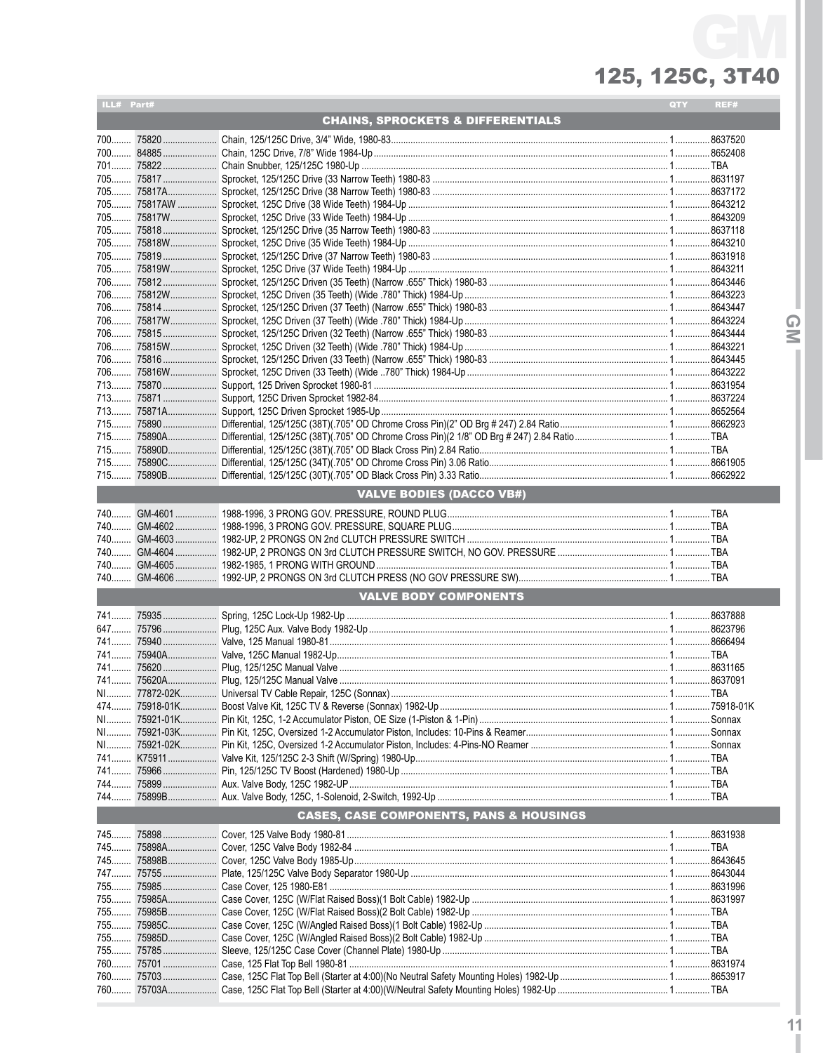# GM

## 125, 125C, 3T40

| ILL# | Part# | | QTY | REF# |
|---|---|---|---|---|
| | | **CHAINS, SPROCKETS & DIFFERENTIALS** | | |
| 700 | 75820 | Chain, 125/125C Drive, 3/4" Wide, 1980-83 | 1 | 8637520 |
| 700 | 84885 | Chain, 125C Drive, 7/8" Wide 1984-Up | 1 | 8652408 |
| 701 | 75822 | Chain Snubber, 125/125C 1980-Up | 1 | TBA |
| 705 | 75817 | Sprocket, 125/125C Drive (33 Narrow Teeth) 1980-83 | 1 | 8631197 |
| 705 | 75817A | Sprocket, 125/125C Drive (38 Narrow Teeth) 1980-83 | 1 | 8637172 |
| 705 | 75817AW | Sprocket, 125C Drive (38 Wide Teeth) 1984-Up | 1 | 8643212 |
| 705 | 75817W | Sprocket, 125C Drive (33 Wide Teeth) 1984-Up | 1 | 8643209 |
| 705 | 75818 | Sprocket, 125/125C Drive (35 Narrow Teeth) 1980-83 | 1 | 8637118 |
| 705 | 75818W | Sprocket, 125C Drive (35 Wide Teeth) 1984-Up | 1 | 8643210 |
| 705 | 75819 | Sprocket, 125/125C Drive (37 Narrow Teeth) 1980-83 | 1 | 8631918 |
| 705 | 75819W | Sprocket, 125C Drive (37 Wide Teeth) 1984-Up | 1 | 8643211 |
| 706 | 75812 | Sprocket, 125/125C Driven (35 Teeth) (Narrow .655" Thick) 1980-83 | 1 | 8643446 |
| 706 | 75812W | Sprocket, 125C Driven (35 Teeth) (Wide .780" Thick) 1984-Up | 1 | 8643223 |
| 706 | 75814 | Sprocket, 125/125C Driven (37 Teeth) (Narrow .655" Thick) 1980-83 | 1 | 8643447 |
| 706 | 75817W | Sprocket, 125C Driven (37 Teeth) (Wide .780" Thick) 1984-Up | 1 | 8643224 |
| 706 | 75815 | Sprocket, 125/125C Driven (32 Teeth) (Narrow .655" Thick) 1980-83 | 1 | 8643444 |
| 706 | 75815W | Sprocket, 125C Driven (32 Teeth) (Wide .780" Thick) 1984-Up | 1 | 8643221 |
| 706 | 75816 | Sprocket, 125/125C Driven (33 Teeth) (Narrow .655" Thick) 1980-83 | 1 | 8643445 |
| 706 | 75816W | Sprocket, 125C Driven (33 Teeth) (Wide ..780" Thick) 1984-Up | 1 | 8643222 |
| 713 | 75870 | Support, 125 Driven Sprocket 1980-81 | 1 | 8631954 |
| 713 | 75871 | Support, 125C Driven Sprocket 1982-84 | 1 | 8637224 |
| 713 | 75871A | Support, 125C Driven Sprocket 1985-Up | 1 | 8652564 |
| 715 | 75890 | Differential, 125/125C (38T)(.705" OD Chrome Cross Pin)(2" OD Brg # 247) 2.84 Ratio | 1 | 8662923 |
| 715 | 75890A | Differential, 125/125C (38T)(.705" OD Chrome Cross Pin)(2 1/8" OD Brg # 247) 2.84 Ratio | 1 | TBA |
| 715 | 75890D | Differential, 125/125C (38T)(.705" OD Black Cross Pin) 2.84 Ratio | 1 | TBA |
| 715 | 75890C | Differential, 125/125C (34T)(.705" OD Chrome Cross Pin) 3.06 Ratio | 1 | 8661905 |
| 715 | 75890B | Differential, 125/125C (30T)(.705" OD Black Cross Pin) 3.33 Ratio | 1 | 8662922 |
| | | **VALVE BODIES (DACCO VB#)** | | |
| 740 | GM-4601 | 1988-1996, 3 PRONG GOV. PRESSURE, ROUND PLUG | 1 | TBA |
| 740 | GM-4602 | 1988-1996, 3 PRONG GOV. PRESSURE, SQUARE PLUG | 1 | TBA |
| 740 | GM-4603 | 1982-UP, 2 PRONGS ON 2nd CLUTCH PRESSURE SWITCH | 1 | TBA |
| 740 | GM-4604 | 1982-UP, 2 PRONGS ON 3rd CLUTCH PRESSURE SWITCH, NO GOV. PRESSURE | 1 | TBA |
| 740 | GM-4605 | 1982-1985, 1 PRONG WITH GROUND | 1 | TBA |
| 740 | GM-4606 | 1992-UP, 2 PRONGS ON 3rd CLUTCH PRESS (NO GOV PRESSURE SW) | 1 | TBA |
| | | **VALVE BODY COMPONENTS** | | |
| 741 | 75935 | Spring, 125C Lock-Up 1982-Up | 1 | 8637888 |
| 647 | 75796 | Plug, 125C Aux. Valve Body 1982-Up | 1 | 8623796 |
| 741 | 75940 | Valve, 125 Manual 1980-81 | 1 | 8666494 |
| 741 | 75940A | Valve, 125C Manual 1982-Up | 1 | TBA |
| 741 | 75620 | Plug, 125/125C Manual Valve | 1 | 8631165 |
| 741 | 75620A | Plug, 125/125C Manual Valve | 1 | 8637091 |
| NI | 77872-02K | Universal TV Cable Repair, 125C (Sonnax) | 1 | TBA |
| 474 | 75918-01K | Boost Valve Kit, 125C TV & Reverse (Sonnax) 1982-Up | 1 | 75918-01K |
| NI | 75921-01K | Pin Kit, 125C, 1-2 Accumulator Piston, OE Size (1-Piston & 1-Pin) | 1 | Sonnax |
| NI | 75921-03K | Pin Kit, 125C, Oversized 1-2 Accumulator Piston, Includes: 10-Pins & Reamer | 1 | Sonnax |
| NI | 75921-02K | Pin Kit, 125C, Oversized 1-2 Accumulator Piston, Includes: 4-Pins-NO Reamer | 1 | Sonnax |
| 741 | K75911 | Valve Kit, 125/125C 2-3 Shift (W/Spring) 1980-Up | 1 | TBA |
| 741 | 75966 | Pin, 125/125C TV Boost (Hardened) 1980-Up | 1 | TBA |
| 744 | 75899 | Aux. Valve Body, 125C 1982-UP | 1 | TBA |
| 744 | 75899B | Aux. Valve Body, 125C, 1-Solenoid, 2-Switch, 1992-Up | 1 | TBA |
| | | **CASES, CASE COMPONENTS, PANS & HOUSINGS** | | |
| 745 | 75898 | Cover, 125 Valve Body 1980-81 | 1 | 8631938 |
| 745 | 75898A | Cover, 125C Valve Body 1982-84 | 1 | TBA |
| 745 | 75898B | Cover, 125C Valve Body 1985-Up | 1 | 8643645 |
| 747 | 75755 | Plate, 125/125C Valve Body Separator 1980-Up | 1 | 8643044 |
| 755 | 75985 | Case Cover, 125 1980-E81 | 1 | 8631996 |
| 755 | 75985A | Case Cover, 125C (W/Flat Raised Boss)(1 Bolt Cable) 1982-Up | 1 | 8631997 |
| 755 | 75985B | Case Cover, 125C (W/Flat Raised Boss)(2 Bolt Cable) 1982-Up | 1 | TBA |
| 755 | 75985C | Case Cover, 125C (W/Angled Raised Boss)(1 Bolt Cable) 1982-Up | 1 | TBA |
| 755 | 75985D | Case Cover, 125C (W/Angled Raised Boss)(2 Bolt Cable) 1982-Up | 1 | TBA |
| 755 | 75785 | Sleeve, 125/125C Case Cover (Channel Plate) 1980-Up | 1 | TBA |
| 760 | 75701 | Case, 125 Flat Top Bell 1980-81 | 1 | 8631974 |
| 760 | 75703 | Case, 125C Flat Top Bell (Starter at 4:00)(No Neutral Safety Mounting Holes) 1982-Up | 1 | 8653917 |
| 760 | 75703A | Case, 125C Flat Top Bell (Starter at 4:00)(W/Neutral Safety Mounting Holes) 1982-Up | 1 | TBA |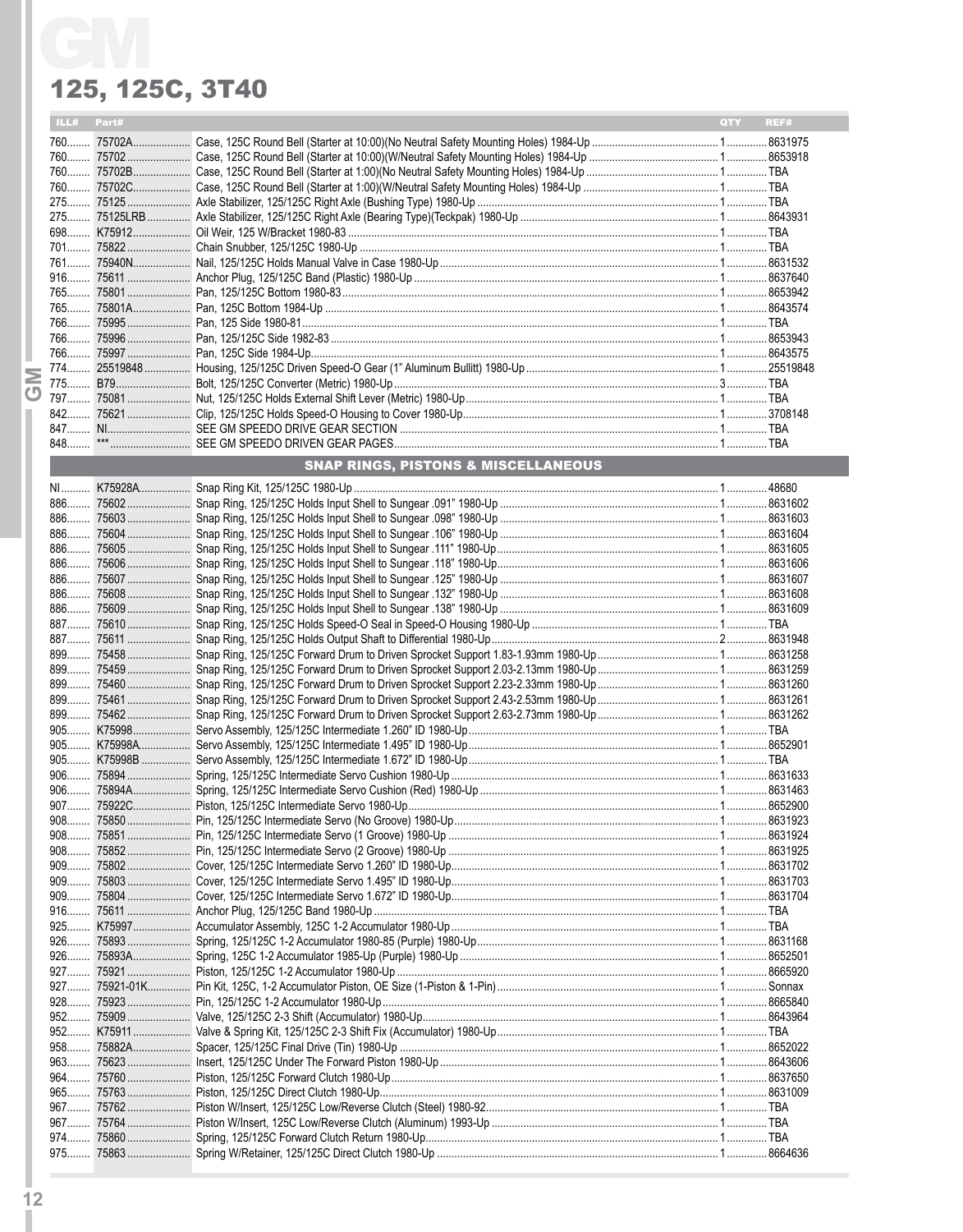# GM

## 125, 125C, 3T40

| ILL# | Part# | | QTY | REF# |
|---|---|---|---|---|
| 760 | 75702A | Case, 125C Round Bell (Starter at 10:00)(No Neutral Safety Mounting Holes) 1984-Up | 1 | 8631975 |
| 760 | 75702 | Case, 125C Round Bell (Starter at 10:00)(W/Neutral Safety Mounting Holes) 1984-Up | 1 | 8653918 |
| 760 | 75702B | Case, 125C Round Bell (Starter at 1:00)(No Neutral Safety Mounting Holes) 1984-Up | 1 | TBA |
| 760 | 75702C | Case, 125C Round Bell (Starter at 1:00)(W/Neutral Safety Mounting Holes) 1984-Up | 1 | TBA |
| 275 | 75125 | Axle Stabilizer, 125/125C Right Axle (Bushing Type) 1980-Up | 1 | TBA |
| 275 | 75125LRB | Axle Stabilizer, 125/125C Right Axle (Bearing Type)(Teckpak) 1980-Up | 1 | 8643931 |
| 698 | K75912 | Oil Weir, 125 W/Bracket 1980-83 | 1 | TBA |
| 701 | 75822 | Chain Snubber, 125/125C 1980-Up | 1 | TBA |
| 761 | 75940N | Nail, 125/125C Holds Manual Valve in Case 1980-Up | 1 | 8631532 |
| 916 | 75611 | Anchor Plug, 125/125C Band (Plastic) 1980-Up | 1 | 8637640 |
| 765 | 75801 | Pan, 125/125C Bottom 1980-83 | 1 | 8653942 |
| 765 | 75801A | Pan, 125C Bottom 1984-Up | 1 | 8643574 |
| 766 | 75995 | Pan, 125 Side 1980-81 | 1 | TBA |
| 766 | 75996 | Pan, 125/125C Side 1982-83 | 1 | 8653943 |
| 766 | 75997 | Pan, 125C Side 1984-Up | 1 | 8643575 |
| 774 | 25519848 | Housing, 125/125C Driven Speed-O Gear (1" Aluminum Bullitt) 1980-Up | 1 | 25519848 |
| 775 | B79 | Bolt, 125/125C Converter (Metric) 1980-Up | 3 | TBA |
| 797 | 75081 | Nut, 125/125C Holds External Shift Lever (Metric) 1980-Up | 1 | TBA |
| 842 | 75621 | Clip, 125/125C Holds Speed-O Housing to Cover 1980-Up | 1 | 3708148 |
| 847 | NI | SEE GM SPEEDO DRIVE GEAR SECTION | 1 | TBA |
| 848 | *** | SEE GM SPEEDO DRIVEN GEAR PAGES | 1 | TBA |
| | | **SNAP RINGS, PISTONS & MISCELLANEOUS** | | |
| NI | K75928A | Snap Ring Kit, 125/125C 1980-Up | 1 | 48680 |
| 886 | 75602 | Snap Ring, 125/125C Holds Input Shell to Sungear .091" 1980-Up | 1 | 8631602 |
| 886 | 75603 | Snap Ring, 125/125C Holds Input Shell to Sungear .098" 1980-Up | 1 | 8631603 |
| 886 | 75604 | Snap Ring, 125/125C Holds Input Shell to Sungear .106" 1980-Up | 1 | 8631604 |
| 886 | 75605 | Snap Ring, 125/125C Holds Input Shell to Sungear .111" 1980-Up | 1 | 8631605 |
| 886 | 75606 | Snap Ring, 125/125C Holds Input Shell to Sungear .118" 1980-Up | 1 | 8631606 |
| 886 | 75607 | Snap Ring, 125/125C Holds Input Shell to Sungear .125" 1980-Up | 1 | 8631607 |
| 886 | 75608 | Snap Ring, 125/125C Holds Input Shell to Sungear .132" 1980-Up | 1 | 8631608 |
| 886 | 75609 | Snap Ring, 125/125C Holds Input Shell to Sungear .138" 1980-Up | 1 | 8631609 |
| 887 | 75610 | Snap Ring, 125/125C Holds Speed-O Seal in Speed-O Housing 1980-Up | 1 | TBA |
| 887 | 75611 | Snap Ring, 125/125C Holds Output Shaft to Differential 1980-Up | 2 | 8631948 |
| 899 | 75458 | Snap Ring, 125/125C Forward Drum to Driven Sprocket Support 1.83-1.93mm 1980-Up | 1 | 8631258 |
| 899 | 75459 | Snap Ring, 125/125C Forward Drum to Driven Sprocket Support 2.03-2.13mm 1980-Up | 1 | 8631259 |
| 899 | 75460 | Snap Ring, 125/125C Forward Drum to Driven Sprocket Support 2.23-2.33mm 1980-Up | 1 | 8631260 |
| 899 | 75461 | Snap Ring, 125/125C Forward Drum to Driven Sprocket Support 2.43-2.53mm 1980-Up | 1 | 8631261 |
| 899 | 75462 | Snap Ring, 125/125C Forward Drum to Driven Sprocket Support 2.63-2.73mm 1980-Up | 1 | 8631262 |
| 905 | K75998 | Servo Assembly, 125/125C Intermediate 1.260" ID 1980-Up | 1 | TBA |
| 905 | K75998A | Servo Assembly, 125/125C Intermediate 1.495" ID 1980-Up | 1 | 8652901 |
| 905 | K75998B | Servo Assembly, 125/125C Intermediate 1.672" ID 1980-Up | 1 | TBA |
| 906 | 75894 | Spring, 125/125C Intermediate Servo Cushion 1980-Up | 1 | 8631633 |
| 906 | 75894A | Spring, 125/125C Intermediate Servo Cushion (Red) 1980-Up | 1 | 8631463 |
| 907 | 75922C | Piston, 125/125C Intermediate Servo 1980-Up | 1 | 8652900 |
| 908 | 75850 | Pin, 125/125C Intermediate Servo (No Groove) 1980-Up | 1 | 8631923 |
| 908 | 75851 | Pin, 125/125C Intermediate Servo (1 Groove) 1980-Up | 1 | 8631924 |
| 908 | 75852 | Pin, 125/125C Intermediate Servo (2 Groove) 1980-Up | 1 | 8631925 |
| 909 | 75802 | Cover, 125/125C Intermediate Servo 1.260" ID 1980-Up | 1 | 8631702 |
| 909 | 75803 | Cover, 125/125C Intermediate Servo 1.495" ID 1980-Up | 1 | 8631703 |
| 909 | 75804 | Cover, 125/125C Intermediate Servo 1.672" ID 1980-Up | 1 | 8631704 |
| 916 | 75611 | Anchor Plug, 125/125C Band 1980-Up | 1 | TBA |
| 925 | K75997 | Accumulator Assembly, 125C 1-2 Accumulator 1980-Up | 1 | TBA |
| 926 | 75893 | Spring, 125/125C 1-2 Accumulator 1980-85 (Purple) 1980-Up | 1 | 8631168 |
| 926 | 75893A | Spring, 125C 1-2 Accumulator 1985-Up (Purple) 1980-Up | 1 | 8652501 |
| 927 | 75921 | Piston, 125/125C 1-2 Accumulator 1980-Up | 1 | 8665920 |
| 927 | 75921-01K | Pin Kit, 125C, 1-2 Accumulator Piston, OE Size (1-Piston & 1-Pin) | 1 | Sonnax |
| 928 | 75923 | Pin, 125/125C 1-2 Accumulator 1980-Up | 1 | 8665840 |
| 952 | 75909 | Valve, 125/125C 2-3 Shift (Accumulator) 1980-Up | 1 | 8643964 |
| 952 | K75911 | Valve & Spring Kit, 125/125C 2-3 Shift Fix (Accumulator) 1980-Up | 1 | TBA |
| 958 | 75882A | Spacer, 125/125C Final Drive (Tin) 1980-Up | 1 | 8652022 |
| 963 | 75623 | Insert, 125/125C Under The Forward Piston 1980-Up | 1 | 8643606 |
| 964 | 75760 | Piston, 125/125C Forward Clutch 1980-Up | 1 | 8637650 |
| 965 | 75763 | Piston, 125/125C Direct Clutch 1980-Up | 1 | 8631009 |
| 967 | 75762 | Piston W/Insert, 125/125C Low/Reverse Clutch (Steel) 1980-92 | 1 | TBA |
| 967 | 75764 | Piston W/Insert, 125C Low/Reverse Clutch (Aluminum) 1993-Up | 1 | TBA |
| 974 | 75860 | Spring, 125/125C Forward Clutch Return 1980-Up | 1 | TBA |
| 975 | 75863 | Spring W/Retainer, 125/125C Direct Clutch 1980-Up | 1 | 8664636 |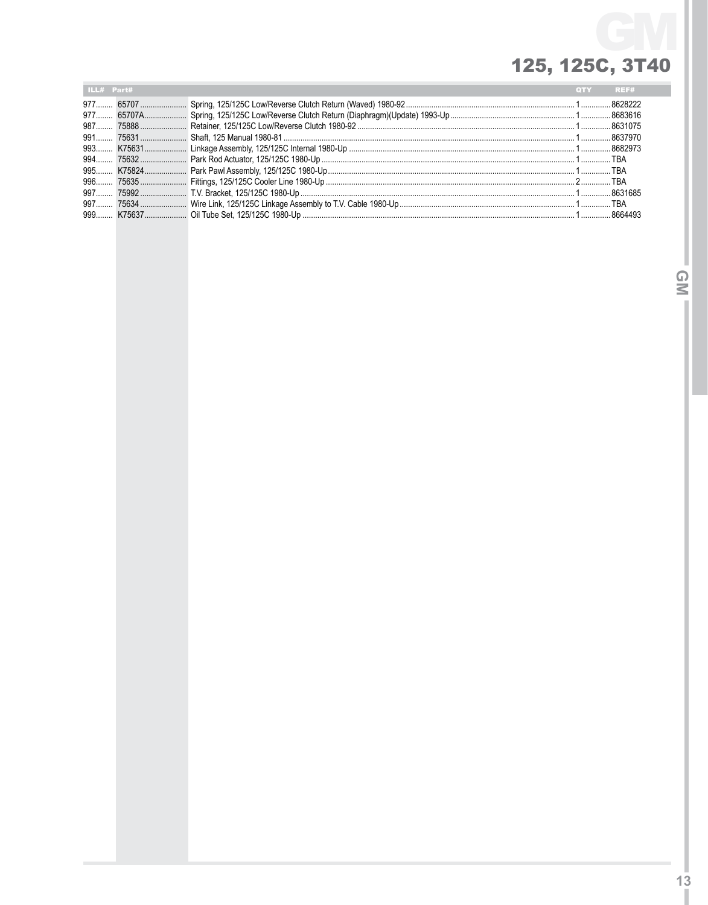# 125, 125C, 3T40

| ILL# | Part# | | QTY | REF# |
|---|---|---|---|---|
| 977 | 65707 | Spring, 125/125C Low/Reverse Clutch Return (Waved) 1980-92 | 1 | 8628222 |
| 977 | 65707A | Spring, 125/125C Low/Reverse Clutch Return (Diaphragm)(Update) 1993-Up | 1 | 8683616 |
| 987 | 75888 | Retainer, 125/125C Low/Reverse Clutch 1980-92 | 1 | 8631075 |
| 991 | 75631 | Shaft, 125 Manual 1980-81 | 1 | 8637970 |
| 993 | K75631 | Linkage Assembly, 125/125C Internal 1980-Up | 1 | 8682973 |
| 994 | 75632 | Park Rod Actuator, 125/125C 1980-Up | 1 | TBA |
| 995 | K75824 | Park Pawl Assembly, 125/125C 1980-Up | 1 | TBA |
| 996 | 75635 | Fittings, 125/125C Cooler Line 1980-Up | 2 | TBA |
| 997 | 75992 | T.V. Bracket, 125/125C 1980-Up | 1 | 8631685 |
| 997 | 75634 | Wire Link, 125/125C Linkage Assembly to T.V. Cable 1980-Up | 1 | TBA |
| 999 | K75637 | Oil Tube Set, 125/125C 1980-Up | 1 | 8664493 |